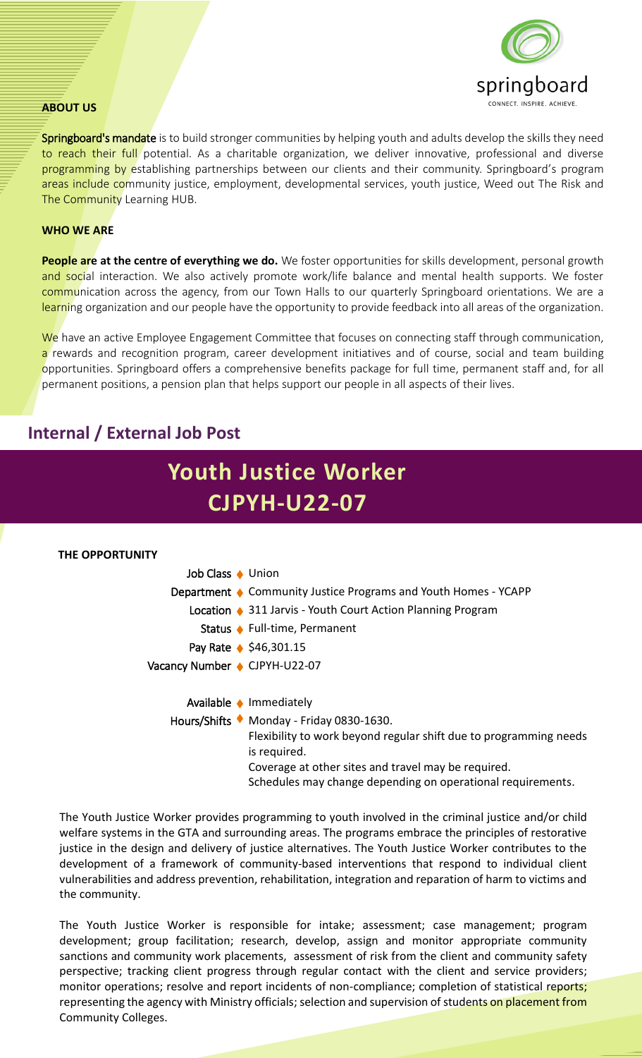springboard

CONNECT. INSPIRE. ACHIEVE.

## ABOUT US

**Springboard's mandate** is to build stronger communities by helping youth and adults develop the skills they need to reach their full potential. As a charitable organization, we deliver innovative, professional and diverse programming by establishing partnerships between our clients and their community. Springboard's program areas include community justice, employment, developmental services, youth justice, Weed out The Risk and The Community Learning HUB.

## WHO WE ARE

**People are at the centre of everything we do.** We foster opportunities for skills development, personal growth and social interaction. We also actively promote work/life balance and mental health supports. We foster communication across the agency, from our Town Halls to our quarterly Springboard orientations. We are a learning organization and our people have the opportunity to provide feedback into all areas of the organization.

We have an active Employee Engagement Committee that focuses on connecting staff through communication, a rewards and recognition program, career development initiatives and of course, social and team building opportunities. Springboard offers a comprehensive benefits package for full time, permanent staff and, for all permanent positions, a pension plan that helps support our people in all aspects of their lives.

## Internal / External Job Post

# Youth Justice Worker CJPYH-U22-07

### THE OPPORTUNITY

- **Job Class:** Union
- **Department:** Community Justice Programs and Youth Homes - YCAPP
- **Location:** 311 Jarvis - Youth Court Action Planning Program
- **Status:** Full-time, Permanent
- **Pay Rate:** $46,301.15
- **Vacancy Number:** CJPYH-U22-07

- **Available:** Immediately
- **Hours/Shifts:** Monday - Friday 0830-1630.
  Flexibility to work beyond regular shift due to programming needs is required.
  Coverage at other sites and travel may be required.
  Schedules may change depending on operational requirements.

The Youth Justice Worker provides programming to youth involved in the criminal justice and/or child welfare systems in the GTA and surrounding areas. The programs embrace the principles of restorative justice in the design and delivery of justice alternatives. The Youth Justice Worker contributes to the development of a framework of community-based interventions that respond to individual client vulnerabilities and address prevention, rehabilitation, integration and reparation of harm to victims and the community.

The Youth Justice Worker is responsible for intake; assessment; case management; program development; group facilitation; research, develop, assign and monitor appropriate community sanctions and community work placements, assessment of risk from the client and community safety perspective; tracking client progress through regular contact with the client and service providers; monitor operations; resolve and report incidents of non-compliance; completion of statistical reports; representing the agency with Ministry officials; selection and supervision of students on placement from Community Colleges.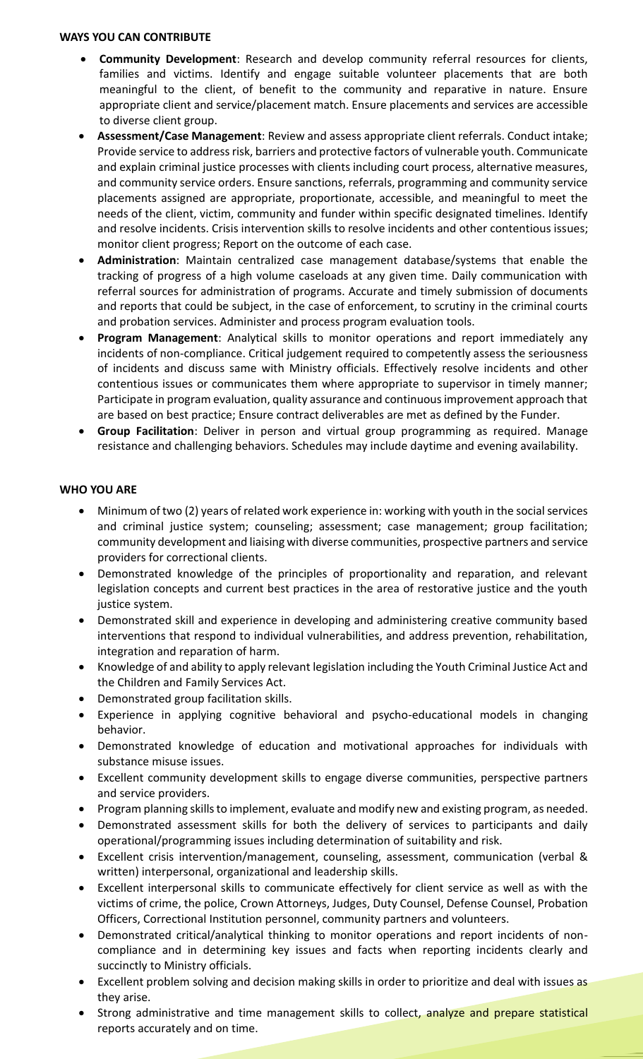**WAYS YOU CAN CONTRIBUTE**

- **Community Development**: Research and develop community referral resources for clients, families and victims. Identify and engage suitable volunteer placements that are both meaningful to the client, of benefit to the community and reparative in nature. Ensure appropriate client and service/placement match. Ensure placements and services are accessible to diverse client group.
- **Assessment/Case Management**: Review and assess appropriate client referrals. Conduct intake; Provide service to address risk, barriers and protective factors of vulnerable youth. Communicate and explain criminal justice processes with clients including court process, alternative measures, and community service orders. Ensure sanctions, referrals, programming and community service placements assigned are appropriate, proportionate, accessible, and meaningful to meet the needs of the client, victim, community and funder within specific designated timelines. Identify and resolve incidents. Crisis intervention skills to resolve incidents and other contentious issues; monitor client progress; Report on the outcome of each case.
- **Administration**: Maintain centralized case management database/systems that enable the tracking of progress of a high volume caseloads at any given time. Daily communication with referral sources for administration of programs. Accurate and timely submission of documents and reports that could be subject, in the case of enforcement, to scrutiny in the criminal courts and probation services. Administer and process program evaluation tools.
- **Program Management**: Analytical skills to monitor operations and report immediately any incidents of non-compliance. Critical judgement required to competently assess the seriousness of incidents and discuss same with Ministry officials. Effectively resolve incidents and other contentious issues or communicates them where appropriate to supervisor in timely manner; Participate in program evaluation, quality assurance and continuous improvement approach that are based on best practice; Ensure contract deliverables are met as defined by the Funder.
- **Group Facilitation**: Deliver in person and virtual group programming as required. Manage resistance and challenging behaviors. Schedules may include daytime and evening availability.

**WHO YOU ARE**

- Minimum of two (2) years of related work experience in: working with youth in the social services and criminal justice system; counseling; assessment; case management; group facilitation; community development and liaising with diverse communities, prospective partners and service providers for correctional clients.
- Demonstrated knowledge of the principles of proportionality and reparation, and relevant legislation concepts and current best practices in the area of restorative justice and the youth justice system.
- Demonstrated skill and experience in developing and administering creative community based interventions that respond to individual vulnerabilities, and address prevention, rehabilitation, integration and reparation of harm.
- Knowledge of and ability to apply relevant legislation including the Youth Criminal Justice Act and the Children and Family Services Act.
- Demonstrated group facilitation skills.
- Experience in applying cognitive behavioral and psycho-educational models in changing behavior.
- Demonstrated knowledge of education and motivational approaches for individuals with substance misuse issues.
- Excellent community development skills to engage diverse communities, perspective partners and service providers.
- Program planning skills to implement, evaluate and modify new and existing program, as needed.
- Demonstrated assessment skills for both the delivery of services to participants and daily operational/programming issues including determination of suitability and risk.
- Excellent crisis intervention/management, counseling, assessment, communication (verbal & written) interpersonal, organizational and leadership skills.
- Excellent interpersonal skills to communicate effectively for client service as well as with the victims of crime, the police, Crown Attorneys, Judges, Duty Counsel, Defense Counsel, Probation Officers, Correctional Institution personnel, community partners and volunteers.
- Demonstrated critical/analytical thinking to monitor operations and report incidents of non-compliance and in determining key issues and facts when reporting incidents clearly and succinctly to Ministry officials.
- Excellent problem solving and decision making skills in order to prioritize and deal with issues as they arise.
- Strong administrative and time management skills to collect, analyze and prepare statistical reports accurately and on time.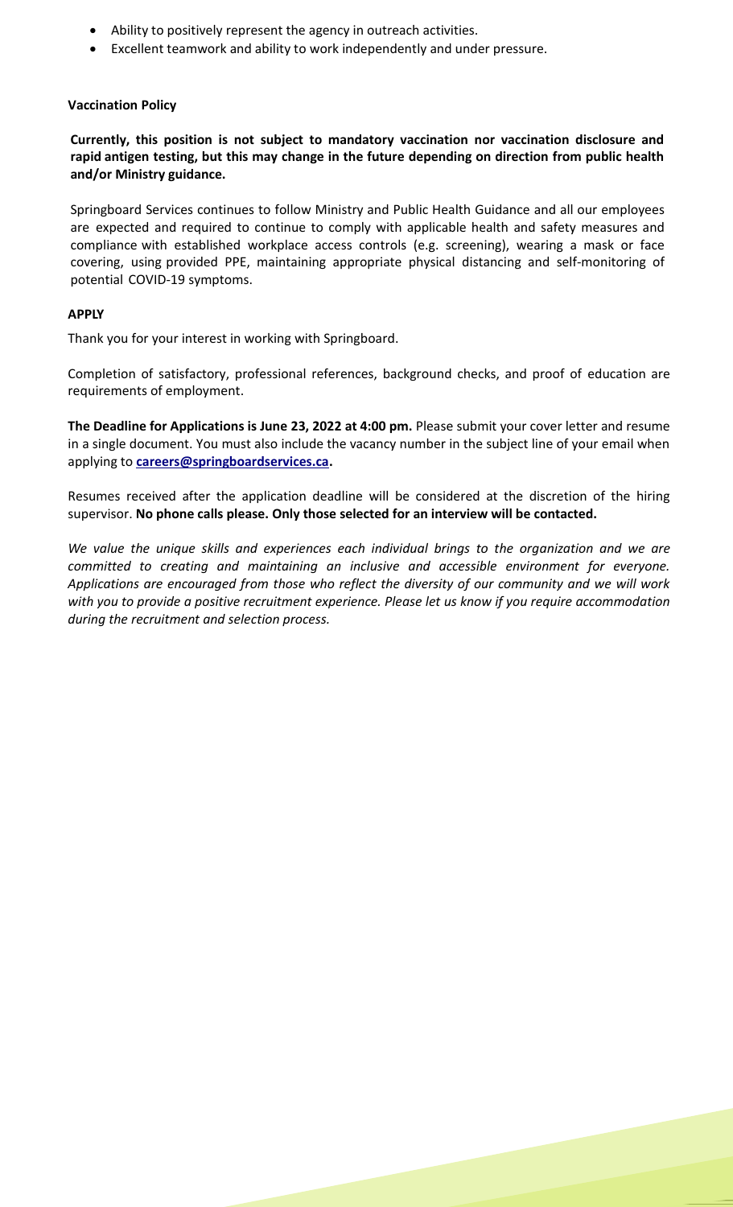- Ability to positively represent the agency in outreach activities.
- Excellent teamwork and ability to work independently and under pressure.

**Vaccination Policy**

**Currently, this position is not subject to mandatory vaccination nor vaccination disclosure and rapid antigen testing, but this may change in the future depending on direction from public health and/or Ministry guidance.**

Springboard Services continues to follow Ministry and Public Health Guidance and all our employees are expected and required to continue to comply with applicable health and safety measures and compliance with established workplace access controls (e.g. screening), wearing a mask or face covering, using provided PPE, maintaining appropriate physical distancing and self-monitoring of potential COVID-19 symptoms.

**APPLY**

Thank you for your interest in working with Springboard.

Completion of satisfactory, professional references, background checks, and proof of education are requirements of employment.

**The Deadline for Applications is June 23, 2022 at 4:00 pm.** Please submit your cover letter and resume in a single document. You must also include the vacancy number in the subject line of your email when applying to **careers@springboardservices.ca.**

Resumes received after the application deadline will be considered at the discretion of the hiring supervisor. **No phone calls please. Only those selected for an interview will be contacted.**

*We value the unique skills and experiences each individual brings to the organization and we are committed to creating and maintaining an inclusive and accessible environment for everyone. Applications are encouraged from those who reflect the diversity of our community and we will work with you to provide a positive recruitment experience. Please let us know if you require accommodation during the recruitment and selection process.*